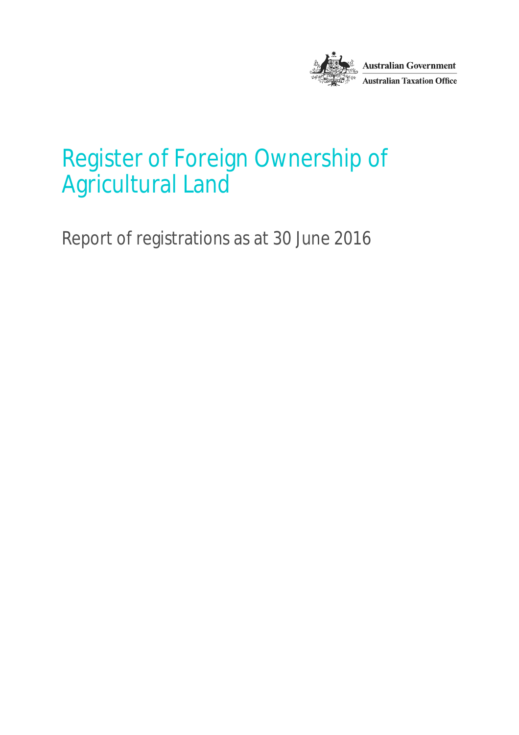Australian Government
Australian Taxation Office

# Register of Foreign Ownership of Agricultural Land

Report of registrations as at 30 June 2016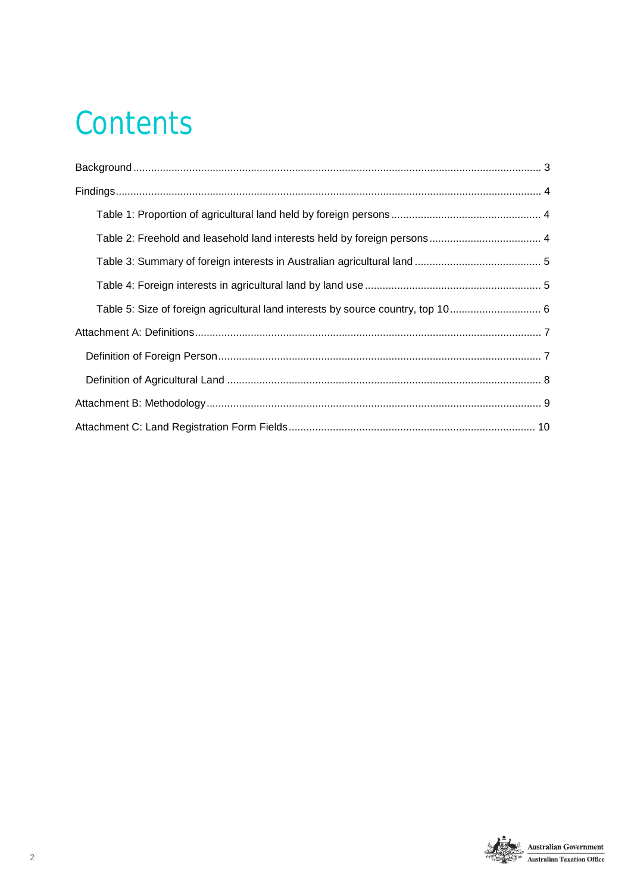# Contents

Background ........................................................................................................................................ 3

Findings ............................................................................................................................................... 4

- Table 1: Proportion of agricultural land held by foreign persons .................................................. 4
- Table 2: Freehold and leasehold land interests held by foreign persons ...................................... 4
- Table 3: Summary of foreign interests in Australian agricultural land ........................................... 5
- Table 4: Foreign interests in agricultural land by land use ........................................................... 5
- Table 5: Size of foreign agricultural land interests by source country, top 10 ............................... 6

Attachment A: Definitions ..................................................................................................................... 7

- Definition of Foreign Person ............................................................................................................. 7
- Definition of Agricultural Land .......................................................................................................... 8

Attachment B: Methodology ................................................................................................................. 9

Attachment C: Land Registration Form Fields ................................................................................... 10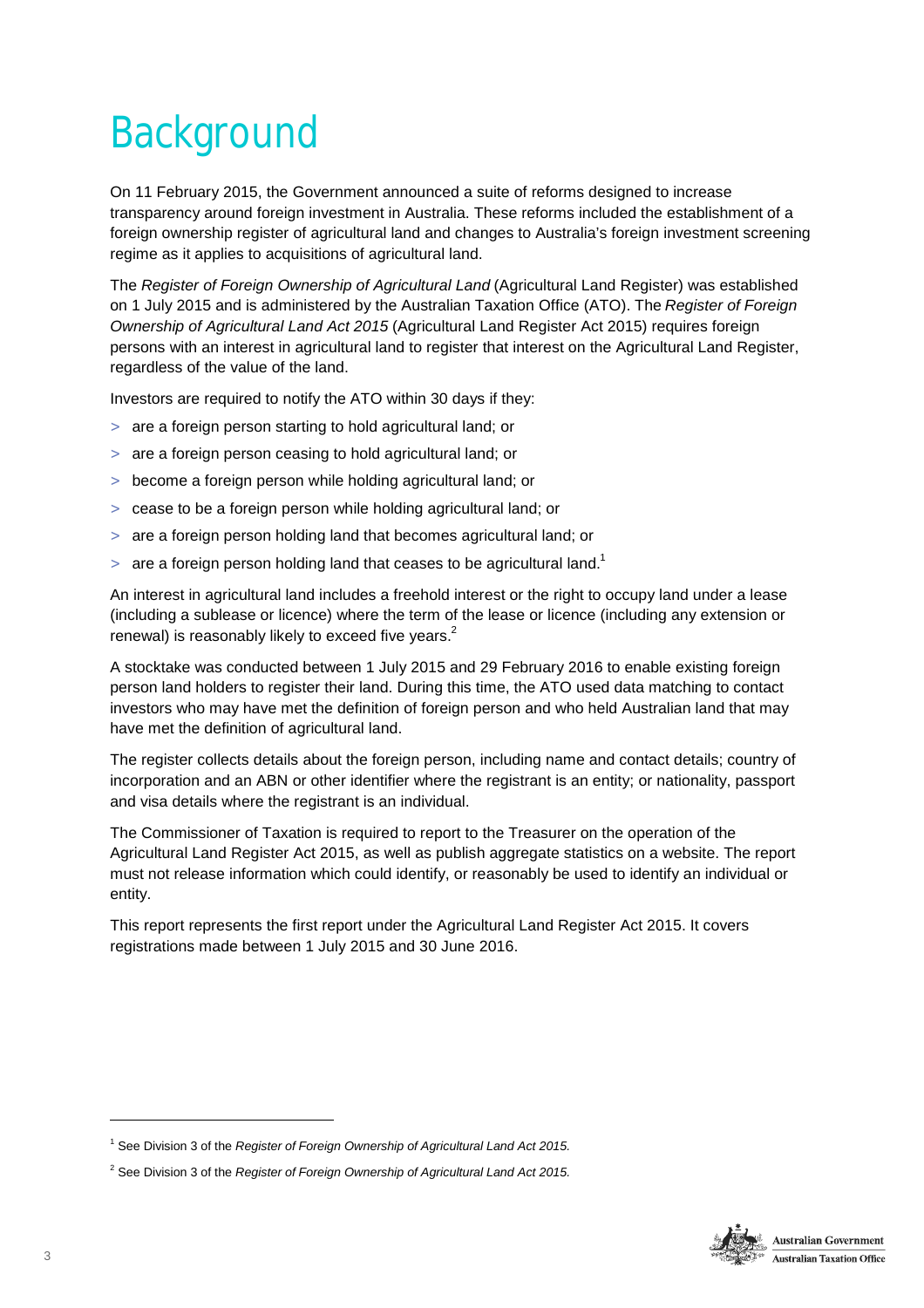# Background

On 11 February 2015, the Government announced a suite of reforms designed to increase transparency around foreign investment in Australia. These reforms included the establishment of a foreign ownership register of agricultural land and changes to Australia's foreign investment screening regime as it applies to acquisitions of agricultural land.

The *Register of Foreign Ownership of Agricultural Land* (Agricultural Land Register) was established on 1 July 2015 and is administered by the Australian Taxation Office (ATO). The *Register of Foreign Ownership of Agricultural Land Act 2015* (Agricultural Land Register Act 2015) requires foreign persons with an interest in agricultural land to register that interest on the Agricultural Land Register, regardless of the value of the land.

Investors are required to notify the ATO within 30 days if they:

- are a foreign person starting to hold agricultural land; or
- are a foreign person ceasing to hold agricultural land; or
- become a foreign person while holding agricultural land; or
- cease to be a foreign person while holding agricultural land; or
- are a foreign person holding land that becomes agricultural land; or
- are a foreign person holding land that ceases to be agricultural land.[1]

An interest in agricultural land includes a freehold interest or the right to occupy land under a lease (including a sublease or licence) where the term of the lease or licence (including any extension or renewal) is reasonably likely to exceed five years.[2]

A stocktake was conducted between 1 July 2015 and 29 February 2016 to enable existing foreign person land holders to register their land. During this time, the ATO used data matching to contact investors who may have met the definition of foreign person and who held Australian land that may have met the definition of agricultural land.

The register collects details about the foreign person, including name and contact details; country of incorporation and an ABN or other identifier where the registrant is an entity; or nationality, passport and visa details where the registrant is an individual.

The Commissioner of Taxation is required to report to the Treasurer on the operation of the Agricultural Land Register Act 2015, as well as publish aggregate statistics on a website. The report must not release information which could identify, or reasonably be used to identify an individual or entity.

This report represents the first report under the Agricultural Land Register Act 2015. It covers registrations made between 1 July 2015 and 30 June 2016.

---

[1] See Division 3 of the *Register of Foreign Ownership of Agricultural Land Act 2015.*

[2] See Division 3 of the *Register of Foreign Ownership of Agricultural Land Act 2015.*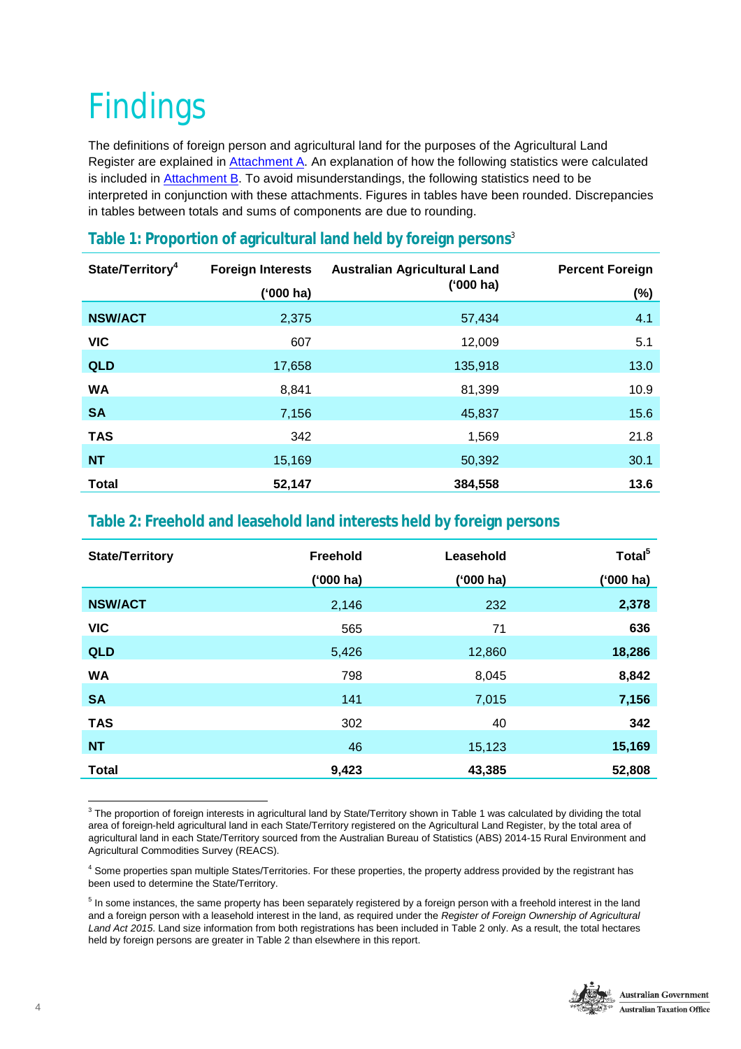# Findings

The definitions of foreign person and agricultural land for the purposes of the Agricultural Land Register are explained in Attachment A. An explanation of how the following statistics were calculated is included in Attachment B. To avoid misunderstandings, the following statistics need to be interpreted in conjunction with these attachments. Figures in tables have been rounded. Discrepancies in tables between totals and sums of components are due to rounding.

## Table 1: Proportion of agricultural land held by foreign persons[3]

| State/Territory[4] | Foreign Interests ('000 ha) | Australian Agricultural Land ('000 ha) | Percent Foreign (%) |
|---|---|---|---|
| **NSW/ACT** | 2,375 | 57,434 | 4.1 |
| **VIC** | 607 | 12,009 | 5.1 |
| **QLD** | 17,658 | 135,918 | 13.0 |
| **WA** | 8,841 | 81,399 | 10.9 |
| **SA** | 7,156 | 45,837 | 15.6 |
| **TAS** | 342 | 1,569 | 21.8 |
| **NT** | 15,169 | 50,392 | 30.1 |
| **Total** | **52,147** | **384,558** | **13.6** |

## Table 2: Freehold and leasehold land interests held by foreign persons

| State/Territory | Freehold ('000 ha) | Leasehold ('000 ha) | Total[5] ('000 ha) |
|---|---|---|---|
| **NSW/ACT** | 2,146 | 232 | **2,378** |
| **VIC** | 565 | 71 | **636** |
| **QLD** | 5,426 | 12,860 | **18,286** |
| **WA** | 798 | 8,045 | **8,842** |
| **SA** | 141 | 7,015 | **7,156** |
| **TAS** | 302 | 40 | **342** |
| **NT** | 46 | 15,123 | **15,169** |
| **Total** | **9,423** | **43,385** | **52,808** |

[3] The proportion of foreign interests in agricultural land by State/Territory shown in Table 1 was calculated by dividing the total area of foreign-held agricultural land in each State/Territory registered on the Agricultural Land Register, by the total area of agricultural land in each State/Territory sourced from the Australian Bureau of Statistics (ABS) 2014-15 Rural Environment and Agricultural Commodities Survey (REACS).

[4] Some properties span multiple States/Territories. For these properties, the property address provided by the registrant has been used to determine the State/Territory.

[5] In some instances, the same property has been separately registered by a foreign person with a freehold interest in the land and a foreign person with a leasehold interest in the land, as required under the *Register of Foreign Ownership of Agricultural Land Act 2015*. Land size information from both registrations has been included in Table 2 only. As a result, the total hectares held by foreign persons are greater in Table 2 than elsewhere in this report.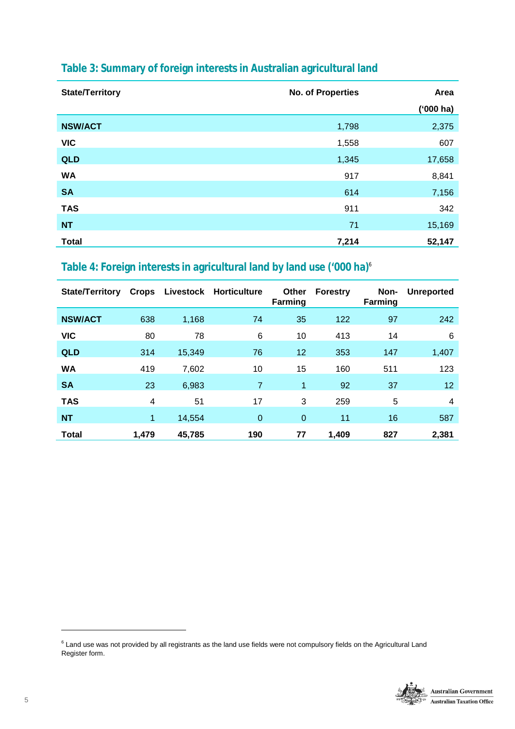## Table 3: Summary of foreign interests in Australian agricultural land

| State/Territory | No. of Properties | Area ('000 ha) |
|---|---|---|
| **NSW/ACT** | 1,798 | 2,375 |
| **VIC** | 1,558 | 607 |
| **QLD** | 1,345 | 17,658 |
| **WA** | 917 | 8,841 |
| **SA** | 614 | 7,156 |
| **TAS** | 911 | 342 |
| **NT** | 71 | 15,169 |
| **Total** | **7,214** | **52,147** |

## Table 4: Foreign interests in agricultural land by land use ('000 ha)[6]

| State/Territory | Crops | Livestock | Horticulture | Other Farming | Forestry | Non-Farming | Unreported |
|---|---|---|---|---|---|---|---|
| **NSW/ACT** | 638 | 1,168 | 74 | 35 | 122 | 97 | 242 |
| **VIC** | 80 | 78 | 6 | 10 | 413 | 14 | 6 |
| **QLD** | 314 | 15,349 | 76 | 12 | 353 | 147 | 1,407 |
| **WA** | 419 | 7,602 | 10 | 15 | 160 | 511 | 123 |
| **SA** | 23 | 6,983 | 7 | 1 | 92 | 37 | 12 |
| **TAS** | 4 | 51 | 17 | 3 | 259 | 5 | 4 |
| **NT** | 1 | 14,554 | 0 | 0 | 11 | 16 | 587 |
| **Total** | **1,479** | **45,785** | **190** | **77** | **1,409** | **827** | **2,381** |

[6] Land use was not provided by all registrants as the land use fields were not compulsory fields on the Agricultural Land Register form.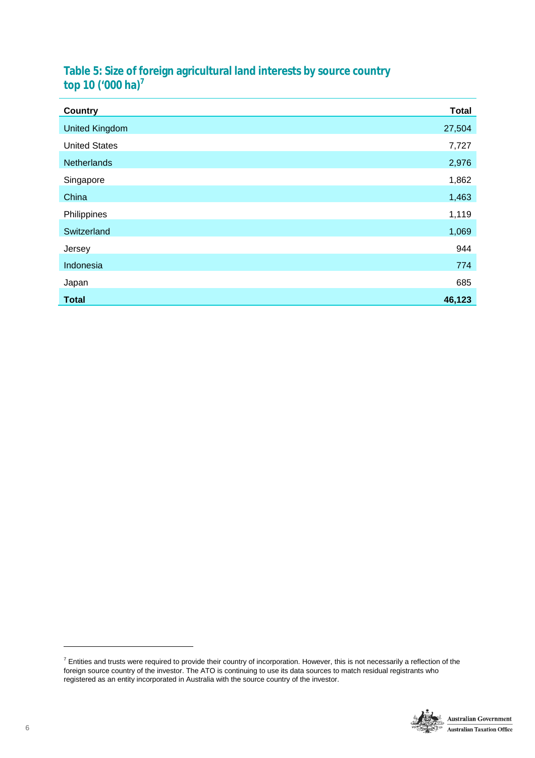### Table 5: Size of foreign agricultural land interests by source country top 10 ('000 ha)[7]

| Country | Total |
|---|---|
| United Kingdom | 27,504 |
| United States | 7,727 |
| Netherlands | 2,976 |
| Singapore | 1,862 |
| China | 1,463 |
| Philippines | 1,119 |
| Switzerland | 1,069 |
| Jersey | 944 |
| Indonesia | 774 |
| Japan | 685 |
| **Total** | **46,123** |

[7] Entities and trusts were required to provide their country of incorporation. However, this is not necessarily a reflection of the foreign source country of the investor. The ATO is continuing to use its data sources to match residual registrants who registered as an entity incorporated in Australia with the source country of the investor.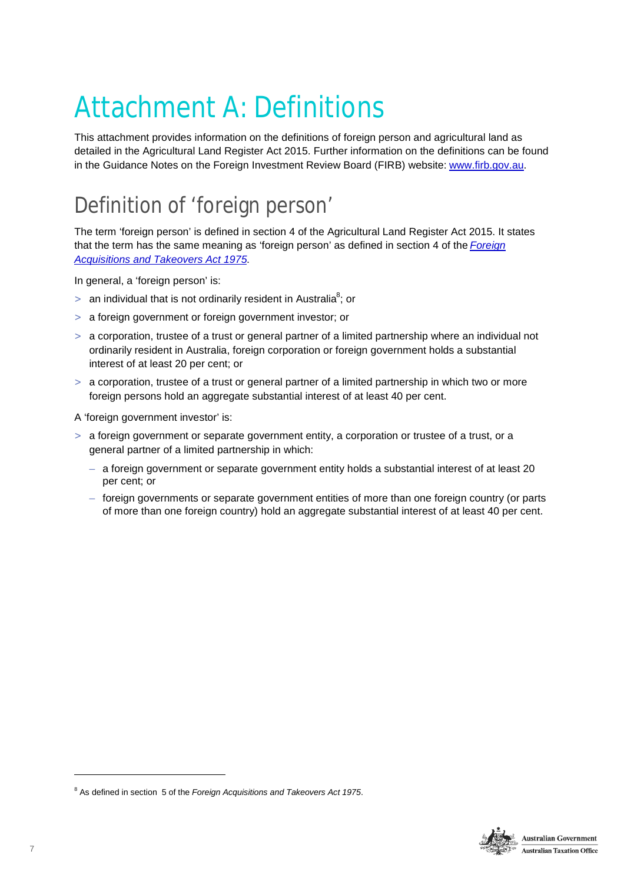# Attachment A: Definitions

This attachment provides information on the definitions of foreign person and agricultural land as detailed in the Agricultural Land Register Act 2015. Further information on the definitions can be found in the Guidance Notes on the Foreign Investment Review Board (FIRB) website: [www.firb.gov.au](http://www.firb.gov.au).

## Definition of 'foreign person'

The term 'foreign person' is defined in section 4 of the Agricultural Land Register Act 2015. It states that the term has the same meaning as 'foreign person' as defined in section 4 of the *[Foreign Acquisitions and Takeovers Act 1975](#)*.

In general, a 'foreign person' is:

- an individual that is not ordinarily resident in Australia[8]; or
- a foreign government or foreign government investor; or
- a corporation, trustee of a trust or general partner of a limited partnership where an individual not ordinarily resident in Australia, foreign corporation or foreign government holds a substantial interest of at least 20 per cent; or
- a corporation, trustee of a trust or general partner of a limited partnership in which two or more foreign persons hold an aggregate substantial interest of at least 40 per cent.

A 'foreign government investor' is:

- a foreign government or separate government entity, a corporation or trustee of a trust, or a general partner of a limited partnership in which:
  - a foreign government or separate government entity holds a substantial interest of at least 20 per cent; or
  - foreign governments or separate government entities of more than one foreign country (or parts of more than one foreign country) hold an aggregate substantial interest of at least 40 per cent.

[8] As defined in section 5 of the *Foreign Acquisitions and Takeovers Act 1975*.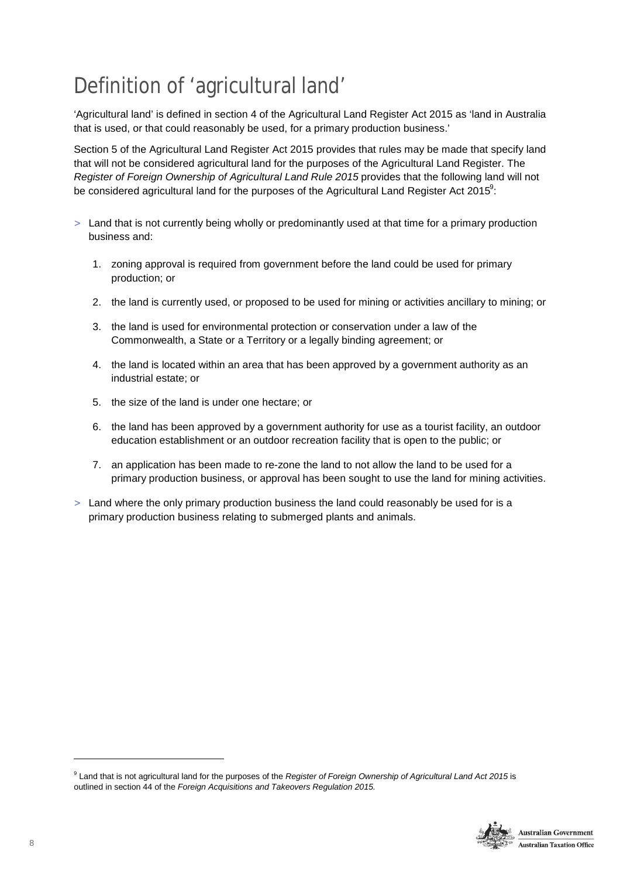# Definition of 'agricultural land'

'Agricultural land' is defined in section 4 of the Agricultural Land Register Act 2015 as 'land in Australia that is used, or that could reasonably be used, for a primary production business.'

Section 5 of the Agricultural Land Register Act 2015 provides that rules may be made that specify land that will not be considered agricultural land for the purposes of the Agricultural Land Register. The *Register of Foreign Ownership of Agricultural Land Rule 2015* provides that the following land will not be considered agricultural land for the purposes of the Agricultural Land Register Act 2015[9]:

- Land that is not currently being wholly or predominantly used at that time for a primary production business and:
  1. zoning approval is required from government before the land could be used for primary production; or
  2. the land is currently used, or proposed to be used for mining or activities ancillary to mining; or
  3. the land is used for environmental protection or conservation under a law of the Commonwealth, a State or a Territory or a legally binding agreement; or
  4. the land is located within an area that has been approved by a government authority as an industrial estate; or
  5. the size of the land is under one hectare; or
  6. the land has been approved by a government authority for use as a tourist facility, an outdoor education establishment or an outdoor recreation facility that is open to the public; or
  7. an application has been made to re-zone the land to not allow the land to be used for a primary production business, or approval has been sought to use the land for mining activities.
- Land where the only primary production business the land could reasonably be used for is a primary production business relating to submerged plants and animals.

[9] Land that is not agricultural land for the purposes of the *Register of Foreign Ownership of Agricultural Land Act 2015* is outlined in section 44 of the *Foreign Acquisitions and Takeovers Regulation 2015.*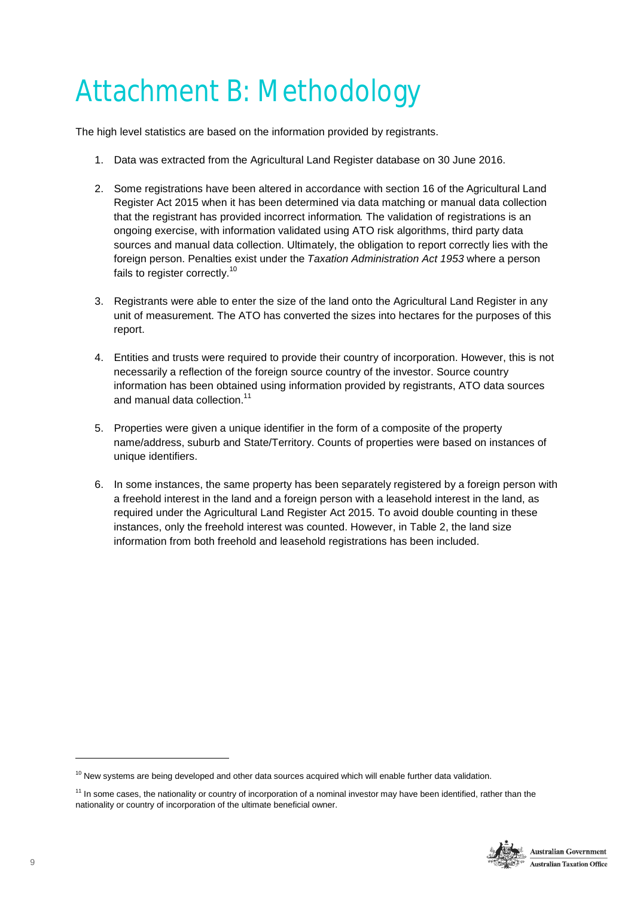# Attachment B: Methodology

The high level statistics are based on the information provided by registrants.

1. Data was extracted from the Agricultural Land Register database on 30 June 2016.

2. Some registrations have been altered in accordance with section 16 of the Agricultural Land Register Act 2015 when it has been determined via data matching or manual data collection that the registrant has provided incorrect information. The validation of registrations is an ongoing exercise, with information validated using ATO risk algorithms, third party data sources and manual data collection. Ultimately, the obligation to report correctly lies with the foreign person. Penalties exist under the *Taxation Administration Act 1953* where a person fails to register correctly.[10]

3. Registrants were able to enter the size of the land onto the Agricultural Land Register in any unit of measurement. The ATO has converted the sizes into hectares for the purposes of this report.

4. Entities and trusts were required to provide their country of incorporation. However, this is not necessarily a reflection of the foreign source country of the investor. Source country information has been obtained using information provided by registrants, ATO data sources and manual data collection.[11]

5. Properties were given a unique identifier in the form of a composite of the property name/address, suburb and State/Territory. Counts of properties were based on instances of unique identifiers.

6. In some instances, the same property has been separately registered by a foreign person with a freehold interest in the land and a foreign person with a leasehold interest in the land, as required under the Agricultural Land Register Act 2015. To avoid double counting in these instances, only the freehold interest was counted. However, in Table 2, the land size information from both freehold and leasehold registrations has been included.

---

[10] New systems are being developed and other data sources acquired which will enable further data validation.

[11] In some cases, the nationality or country of incorporation of a nominal investor may have been identified, rather than the nationality or country of incorporation of the ultimate beneficial owner.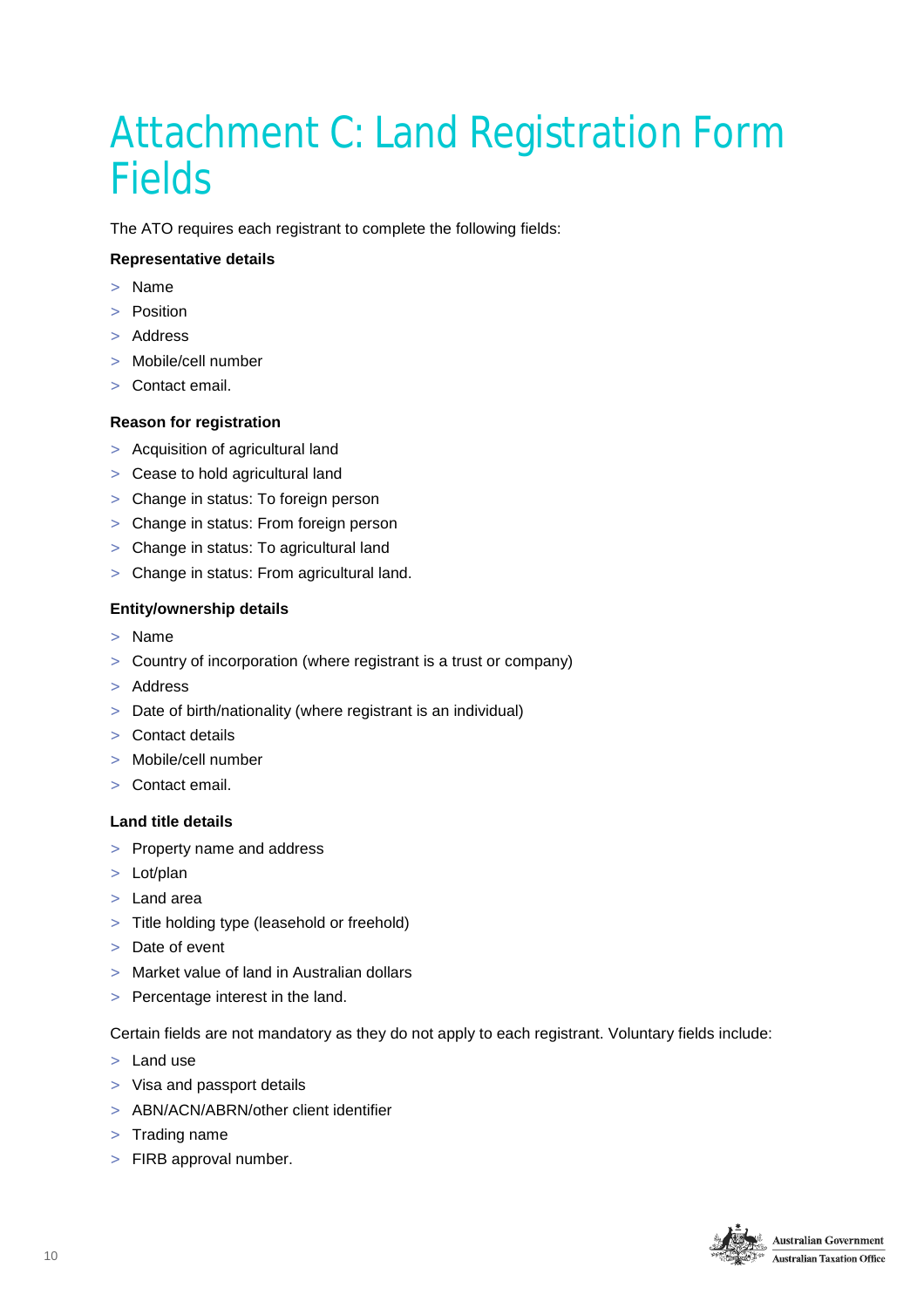# Attachment C: Land Registration Form Fields

The ATO requires each registrant to complete the following fields:

**Representative details**

- Name
- Position
- Address
- Mobile/cell number
- Contact email.

**Reason for registration**

- Acquisition of agricultural land
- Cease to hold agricultural land
- Change in status: To foreign person
- Change in status: From foreign person
- Change in status: To agricultural land
- Change in status: From agricultural land.

**Entity/ownership details**

- Name
- Country of incorporation (where registrant is a trust or company)
- Address
- Date of birth/nationality (where registrant is an individual)
- Contact details
- Mobile/cell number
- Contact email.

**Land title details**

- Property name and address
- Lot/plan
- Land area
- Title holding type (leasehold or freehold)
- Date of event
- Market value of land in Australian dollars
- Percentage interest in the land.

Certain fields are not mandatory as they do not apply to each registrant. Voluntary fields include:

- Land use
- Visa and passport details
- ABN/ACN/ABRN/other client identifier
- Trading name
- FIRB approval number.